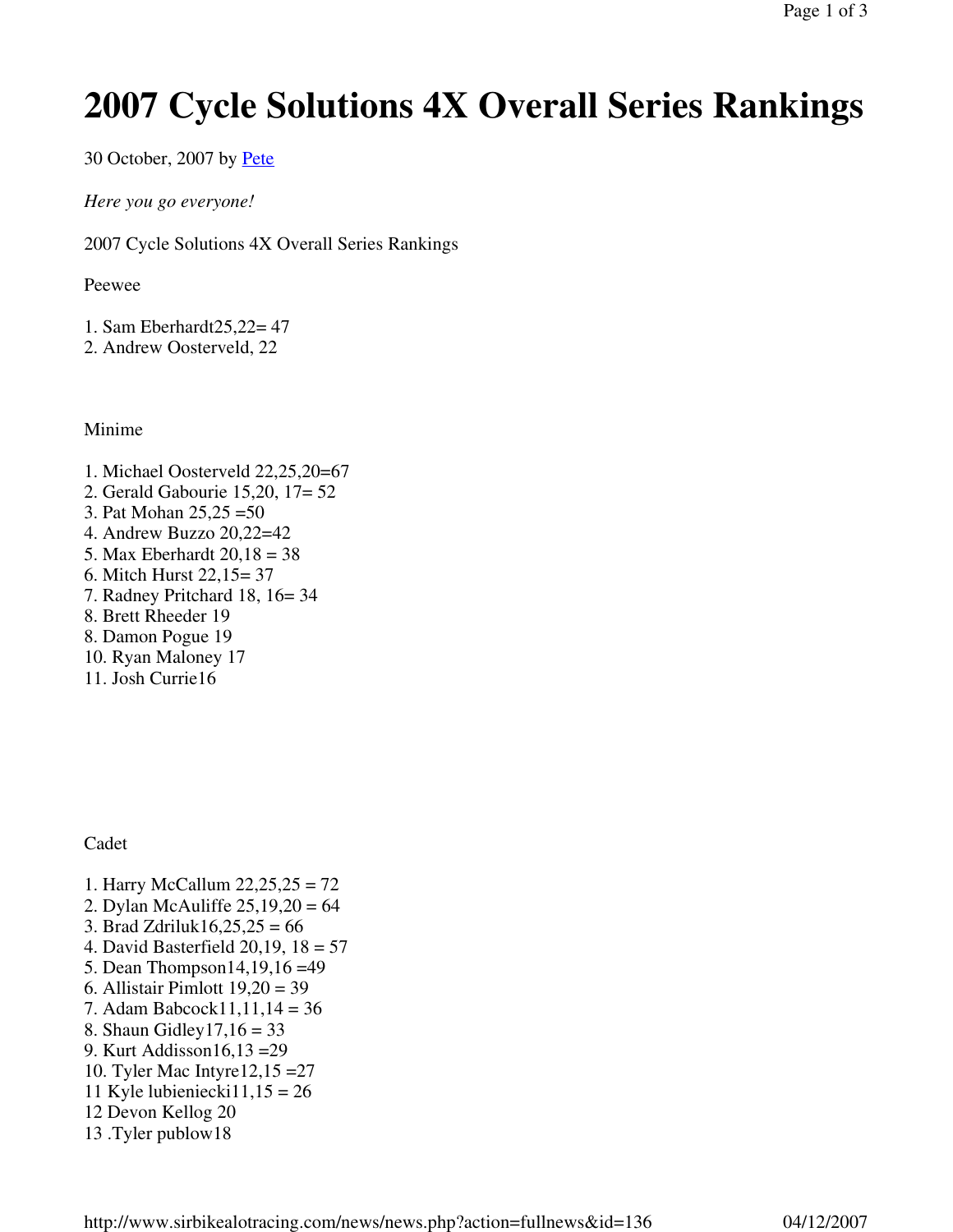# 2007 Cycle Solutions 4X Overall Series Rankings

30 October, 2007 by Pete

*Here you go everyone!*

2007 Cycle Solutions 4X Overall Series Rankings

Peewee

1. Sam Eberhardt25,22= 47
2. Andrew Oosterveld, 22

Minime

1. Michael Oosterveld 22,25,20=67
2. Gerald Gabourie 15,20, 17= 52
3. Pat Mohan 25,25 =50
4. Andrew Buzzo 20,22=42
5. Max Eberhardt 20,18 = 38
6. Mitch Hurst 22,15= 37
7. Radney Pritchard 18, 16= 34
8. Brett Rheeder 19
8. Damon Pogue 19
10. Ryan Maloney 17
11. Josh Currie16

Cadet

1. Harry McCallum 22,25,25 = 72
2. Dylan McAuliffe 25,19,20 = 64
3. Brad Zdriluk16,25,25 = 66
4. David Basterfield 20,19, 18 = 57
5. Dean Thompson14,19,16 =49
6. Allistair Pimlott 19,20 = 39
7. Adam Babcock11,11,14 = 36
8. Shaun Gidley17,16 = 33
9. Kurt Addisson16,13 =29
10. Tyler Mac Intyre12,15 =27

11 Kyle lubieniecki11,15 = 26
12 Devon Kellog 20
13 .Tyler publow18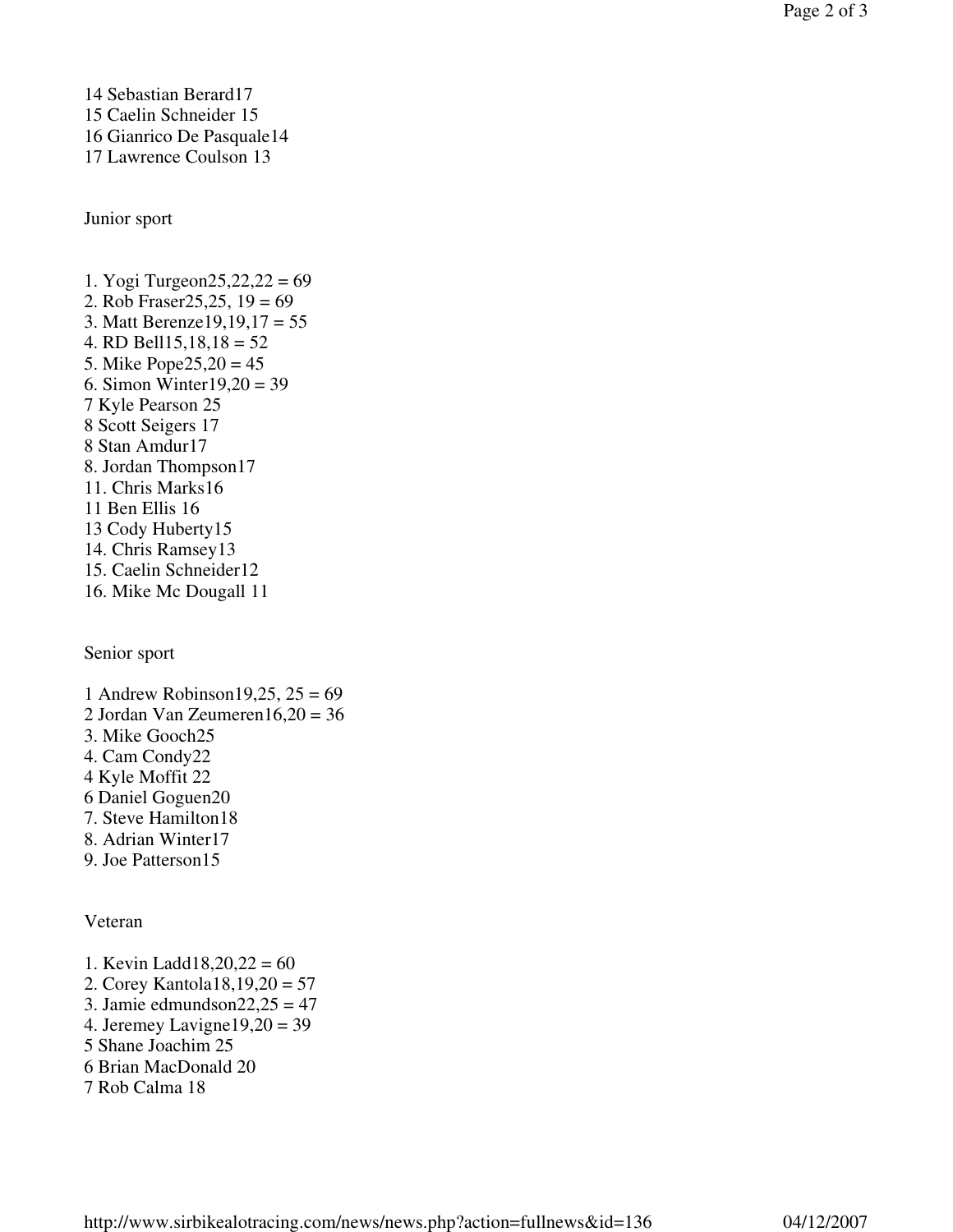14 Sebastian Berard17
15 Caelin Schneider 15
16 Gianrico De Pasquale14
17 Lawrence Coulson 13

Junior sport

1. Yogi Turgeon25,22,22 = 69
2. Rob Fraser25,25, 19 = 69
3. Matt Berenze19,19,17 = 55
4. RD Bell15,18,18 = 52
5. Mike Pope25,20 = 45
6. Simon Winter19,20 = 39
7 Kyle Pearson 25
8 Scott Seigers 17
8 Stan Amdur17
8. Jordan Thompson17
11. Chris Marks16
11 Ben Ellis 16
13 Cody Huberty15
14. Chris Ramsey13
15. Caelin Schneider12
16. Mike Mc Dougall 11

Senior sport

1 Andrew Robinson19,25, 25 = 69
2 Jordan Van Zeumeren16,20 = 36
3. Mike Gooch25
4. Cam Condy22
4 Kyle Moffit 22
6 Daniel Goguen20
7. Steve Hamilton18
8. Adrian Winter17
9. Joe Patterson15

Veteran

1. Kevin Ladd18,20,22 = 60
2. Corey Kantola18,19,20 = 57
3. Jamie edmundson22,25 = 47
4. Jeremey Lavigne19,20 = 39
5 Shane Joachim 25
6 Brian MacDonald 20
7 Rob Calma 18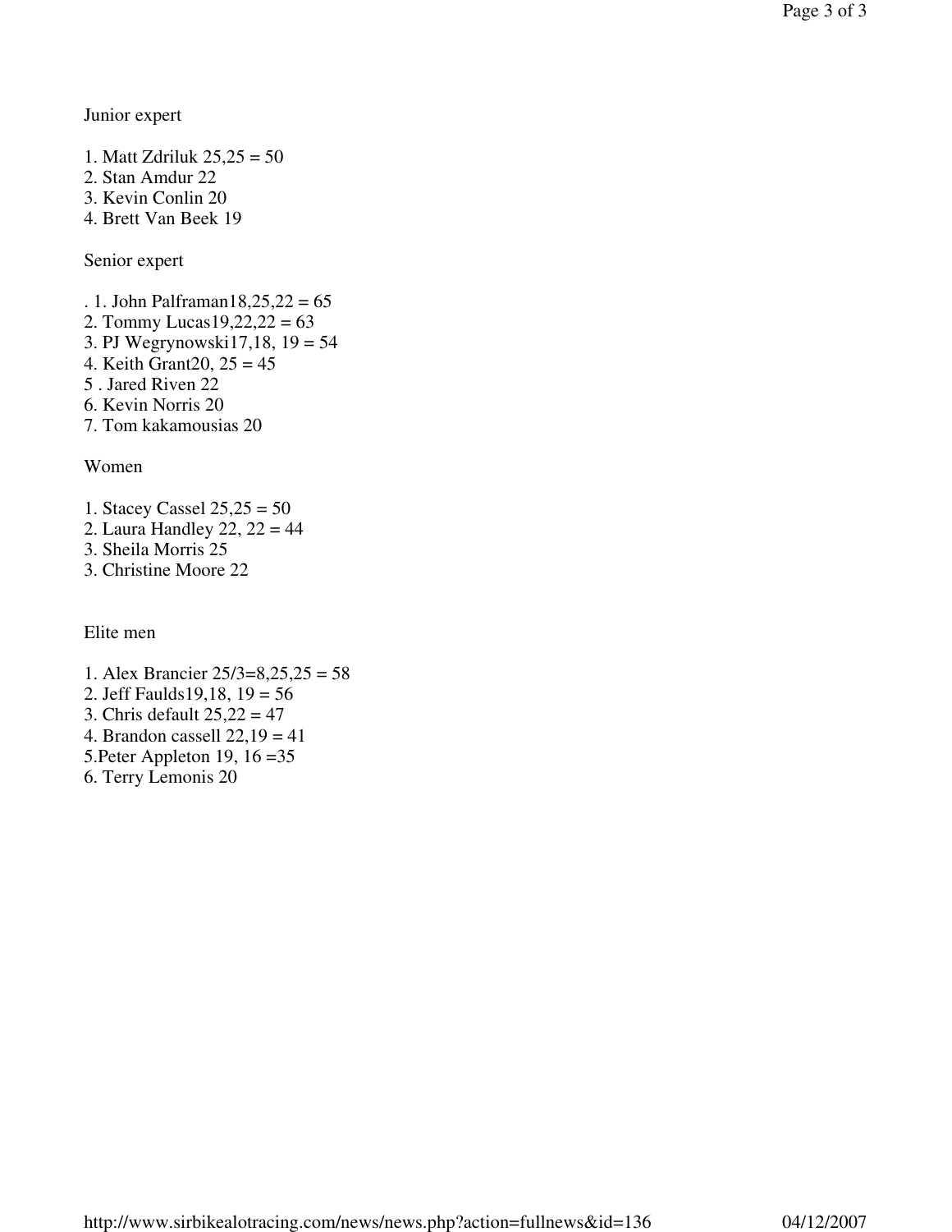Junior expert

1. Matt Zdriluk 25,25 = 50
2. Stan Amdur 22
3. Kevin Conlin 20
4. Brett Van Beek 19

Senior expert

. 1. John Palframan18,25,22 = 65
2. Tommy Lucas19,22,22 = 63
3. PJ Wegrynowski17,18, 19 = 54
4. Keith Grant20, 25 = 45
5 . Jared Riven 22
6. Kevin Norris 20
7. Tom kakamousias 20

Women

1. Stacey Cassel 25,25 = 50
2. Laura Handley 22, 22 = 44
3. Sheila Morris 25
3. Christine Moore 22

Elite men

1. Alex Brancier 25/3=8,25,25 = 58
2. Jeff Faulds19,18, 19 = 56
3. Chris default 25,22 = 47
4. Brandon cassell 22,19 = 41
5.Peter Appleton 19, 16 =35
6. Terry Lemonis 20

http://www.sirbikealotracing.com/news/news.php?action=fullnews&id=136 04/12/2007